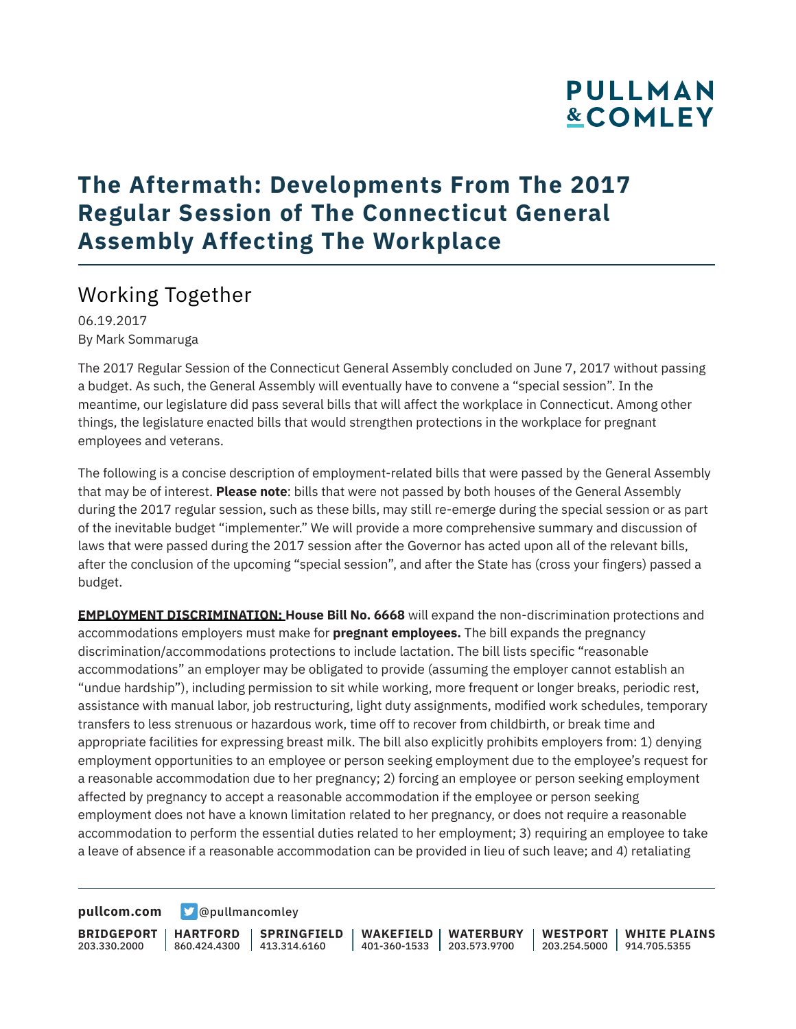# The Aftermath: Developments From The 2017 Regular Session of The Connecticut General Assembly Affecting The Workplace

## Working Together

06.19.2017
By Mark Sommaruga

The 2017 Regular Session of the Connecticut General Assembly concluded on June 7, 2017 without passing a budget. As such, the General Assembly will eventually have to convene a "special session". In the meantime, our legislature did pass several bills that will affect the workplace in Connecticut. Among other things, the legislature enacted bills that would strengthen protections in the workplace for pregnant employees and veterans.

The following is a concise description of employment-related bills that were passed by the General Assembly that may be of interest. **Please note**: bills that were not passed by both houses of the General Assembly during the 2017 regular session, such as these bills, may still re-emerge during the special session or as part of the inevitable budget "implementer." We will provide a more comprehensive summary and discussion of laws that were passed during the 2017 session after the Governor has acted upon all of the relevant bills, after the conclusion of the upcoming "special session", and after the State has (cross your fingers) passed a budget.

**EMPLOYMENT DISCRIMINATION:** **House Bill No. 6668** will expand the non-discrimination protections and accommodations employers must make for **pregnant employees.** The bill expands the pregnancy discrimination/accommodations protections to include lactation. The bill lists specific "reasonable accommodations" an employer may be obligated to provide (assuming the employer cannot establish an "undue hardship"), including permission to sit while working, more frequent or longer breaks, periodic rest, assistance with manual labor, job restructuring, light duty assignments, modified work schedules, temporary transfers to less strenuous or hazardous work, time off to recover from childbirth, or break time and appropriate facilities for expressing breast milk. The bill also explicitly prohibits employers from: 1) denying employment opportunities to an employee or person seeking employment due to the employee's request for a reasonable accommodation due to her pregnancy; 2) forcing an employee or person seeking employment affected by pregnancy to accept a reasonable accommodation if the employee or person seeking employment does not have a known limitation related to her pregnancy, or does not require a reasonable accommodation to perform the essential duties related to her employment; 3) requiring an employee to take a leave of absence if a reasonable accommodation can be provided in lieu of such leave; and 4) retaliating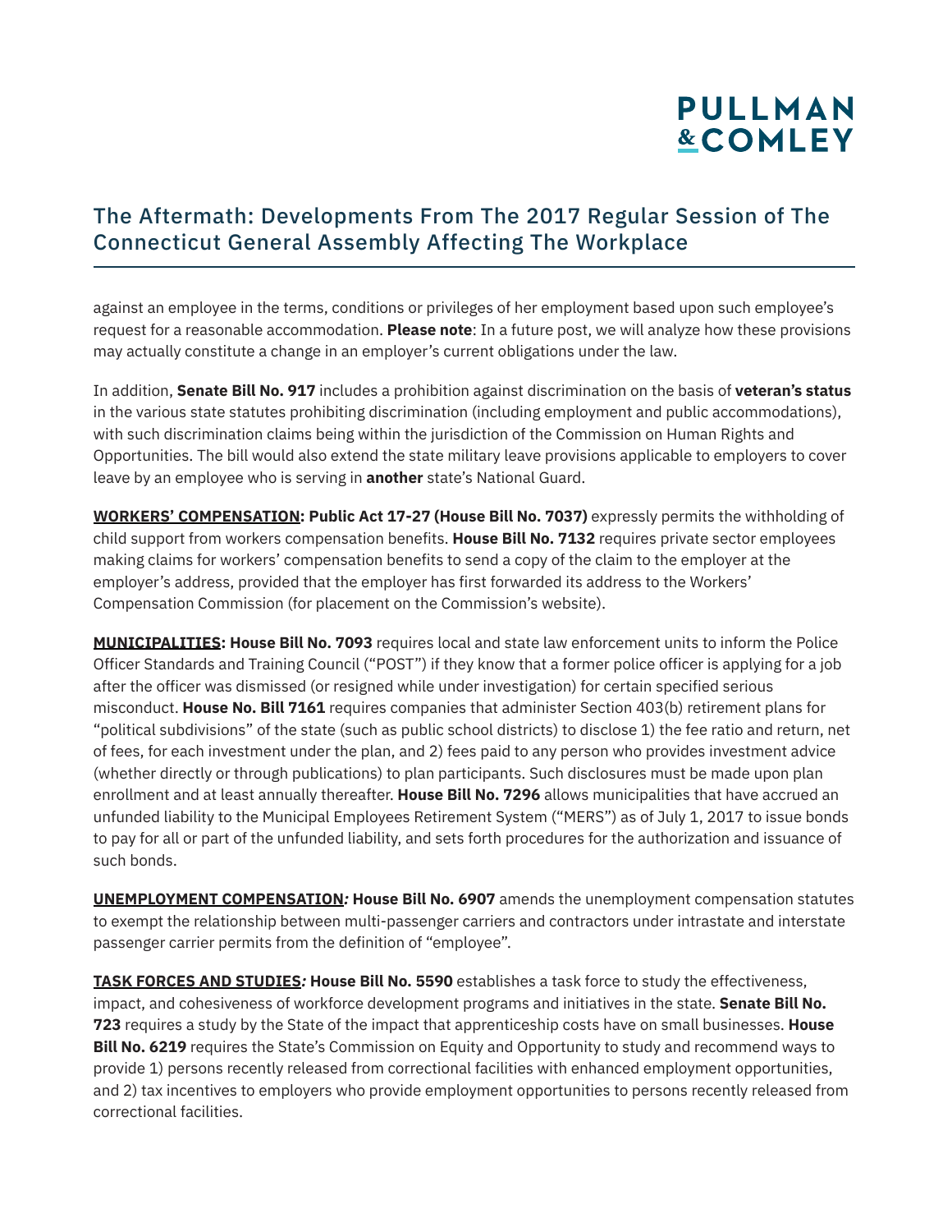against an employee in the terms, conditions or privileges of her employment based upon such employee's request for a reasonable accommodation. **Please note**: In a future post, we will analyze how these provisions may actually constitute a change in an employer's current obligations under the law.

In addition, **Senate Bill No. 917** includes a prohibition against discrimination on the basis of **veteran's status** in the various state statutes prohibiting discrimination (including employment and public accommodations), with such discrimination claims being within the jurisdiction of the Commission on Human Rights and Opportunities. The bill would also extend the state military leave provisions applicable to employers to cover leave by an employee who is serving in **another** state's National Guard.

**<u>WORKERS' COMPENSATION</u>: Public Act 17-27 (House Bill No. 7037)** expressly permits the withholding of child support from workers compensation benefits. **House Bill No. 7132** requires private sector employees making claims for workers' compensation benefits to send a copy of the claim to the employer at the employer's address, provided that the employer has first forwarded its address to the Workers' Compensation Commission (for placement on the Commission's website).

**<u>MUNICIPALITIES</u>: House Bill No. 7093** requires local and state law enforcement units to inform the Police Officer Standards and Training Council ("POST") if they know that a former police officer is applying for a job after the officer was dismissed (or resigned while under investigation) for certain specified serious misconduct. **House No. Bill 7161** requires companies that administer Section 403(b) retirement plans for "political subdivisions" of the state (such as public school districts) to disclose 1) the fee ratio and return, net of fees, for each investment under the plan, and 2) fees paid to any person who provides investment advice (whether directly or through publications) to plan participants. Such disclosures must be made upon plan enrollment and at least annually thereafter. **House Bill No. 7296** allows municipalities that have accrued an unfunded liability to the Municipal Employees Retirement System ("MERS") as of July 1, 2017 to issue bonds to pay for all or part of the unfunded liability, and sets forth procedures for the authorization and issuance of such bonds.

**<u>UNEMPLOYMENT COMPENSATION</u>*:* House Bill No. 6907** amends the unemployment compensation statutes to exempt the relationship between multi-passenger carriers and contractors under intrastate and interstate passenger carrier permits from the definition of "employee".

**<u>TASK FORCES AND STUDIES</u>*:* House Bill No. 5590** establishes a task force to study the effectiveness, impact, and cohesiveness of workforce development programs and initiatives in the state. **Senate Bill No. 723** requires a study by the State of the impact that apprenticeship costs have on small businesses. **House Bill No. 6219** requires the State's Commission on Equity and Opportunity to study and recommend ways to provide 1) persons recently released from correctional facilities with enhanced employment opportunities, and 2) tax incentives to employers who provide employment opportunities to persons recently released from correctional facilities.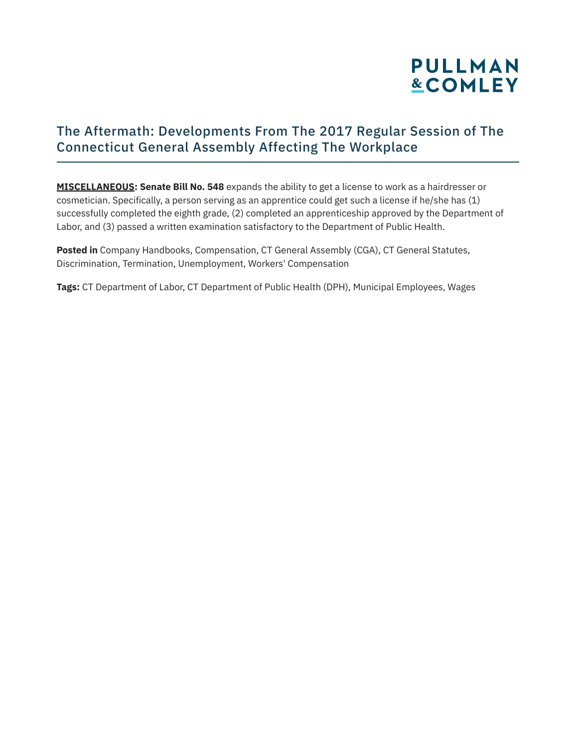**MISCELLANEOUS: Senate Bill No. 548** expands the ability to get a license to work as a hairdresser or cosmetician. Specifically, a person serving as an apprentice could get such a license if he/she has (1) successfully completed the eighth grade, (2) completed an apprenticeship approved by the Department of Labor, and (3) passed a written examination satisfactory to the Department of Public Health.

**Posted in** Company Handbooks, Compensation, CT General Assembly (CGA), CT General Statutes, Discrimination, Termination, Unemployment, Workers' Compensation

**Tags:** CT Department of Labor, CT Department of Public Health (DPH), Municipal Employees, Wages